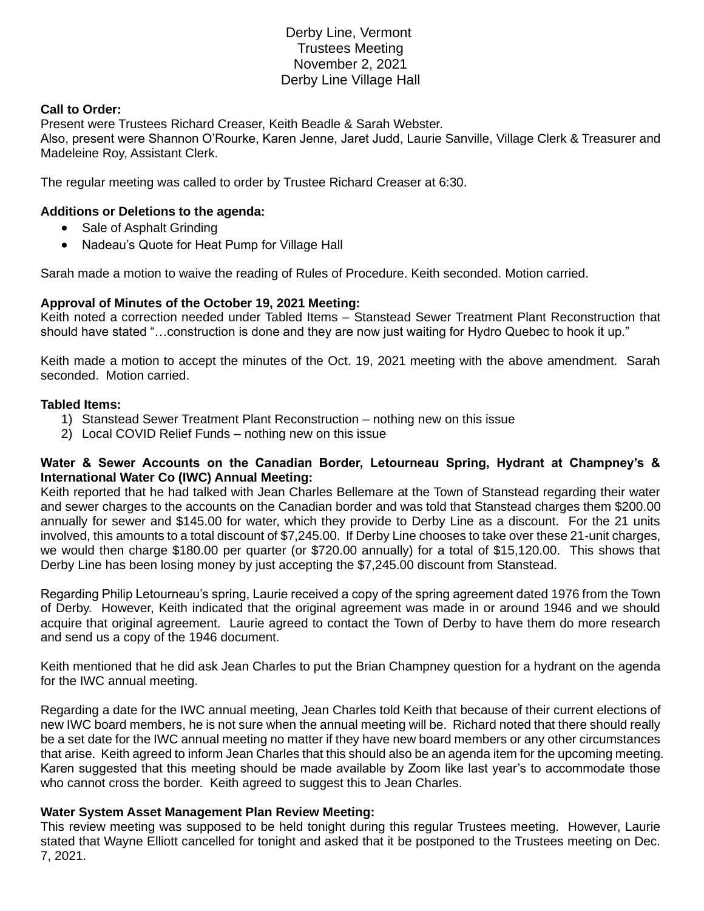# Derby Line, Vermont
## Trustees Meeting
## November 2, 2021
## Derby Line Village Hall

**Call to Order:**
Present were Trustees Richard Creaser, Keith Beadle & Sarah Webster.
Also, present were Shannon O'Rourke, Karen Jenne, Jaret Judd, Laurie Sanville, Village Clerk & Treasurer and Madeleine Roy, Assistant Clerk.

The regular meeting was called to order by Trustee Richard Creaser at 6:30.

**Additions or Deletions to the agenda:**

- Sale of Asphalt Grinding
- Nadeau's Quote for Heat Pump for Village Hall

Sarah made a motion to waive the reading of Rules of Procedure. Keith seconded. Motion carried.

**Approval of Minutes of the October 19, 2021 Meeting:**
Keith noted a correction needed under Tabled Items – Stanstead Sewer Treatment Plant Reconstruction that should have stated "…construction is done and they are now just waiting for Hydro Quebec to hook it up."

Keith made a motion to accept the minutes of the Oct. 19, 2021 meeting with the above amendment. Sarah seconded. Motion carried.

**Tabled Items:**

1) Stanstead Sewer Treatment Plant Reconstruction – nothing new on this issue
2) Local COVID Relief Funds – nothing new on this issue

**Water & Sewer Accounts on the Canadian Border, Letourneau Spring, Hydrant at Champney's & International Water Co (IWC) Annual Meeting:**
Keith reported that he had talked with Jean Charles Bellemare at the Town of Stanstead regarding their water and sewer charges to the accounts on the Canadian border and was told that Stanstead charges them $200.00 annually for sewer and $145.00 for water, which they provide to Derby Line as a discount. For the 21 units involved, this amounts to a total discount of $7,245.00. If Derby Line chooses to take over these 21-unit charges, we would then charge $180.00 per quarter (or $720.00 annually) for a total of $15,120.00. This shows that Derby Line has been losing money by just accepting the $7,245.00 discount from Stanstead.

Regarding Philip Letourneau's spring, Laurie received a copy of the spring agreement dated 1976 from the Town of Derby. However, Keith indicated that the original agreement was made in or around 1946 and we should acquire that original agreement. Laurie agreed to contact the Town of Derby to have them do more research and send us a copy of the 1946 document.

Keith mentioned that he did ask Jean Charles to put the Brian Champney question for a hydrant on the agenda for the IWC annual meeting.

Regarding a date for the IWC annual meeting, Jean Charles told Keith that because of their current elections of new IWC board members, he is not sure when the annual meeting will be. Richard noted that there should really be a set date for the IWC annual meeting no matter if they have new board members or any other circumstances that arise. Keith agreed to inform Jean Charles that this should also be an agenda item for the upcoming meeting. Karen suggested that this meeting should be made available by Zoom like last year's to accommodate those who cannot cross the border. Keith agreed to suggest this to Jean Charles.

**Water System Asset Management Plan Review Meeting:**
This review meeting was supposed to be held tonight during this regular Trustees meeting. However, Laurie stated that Wayne Elliott cancelled for tonight and asked that it be postponed to the Trustees meeting on Dec. 7, 2021.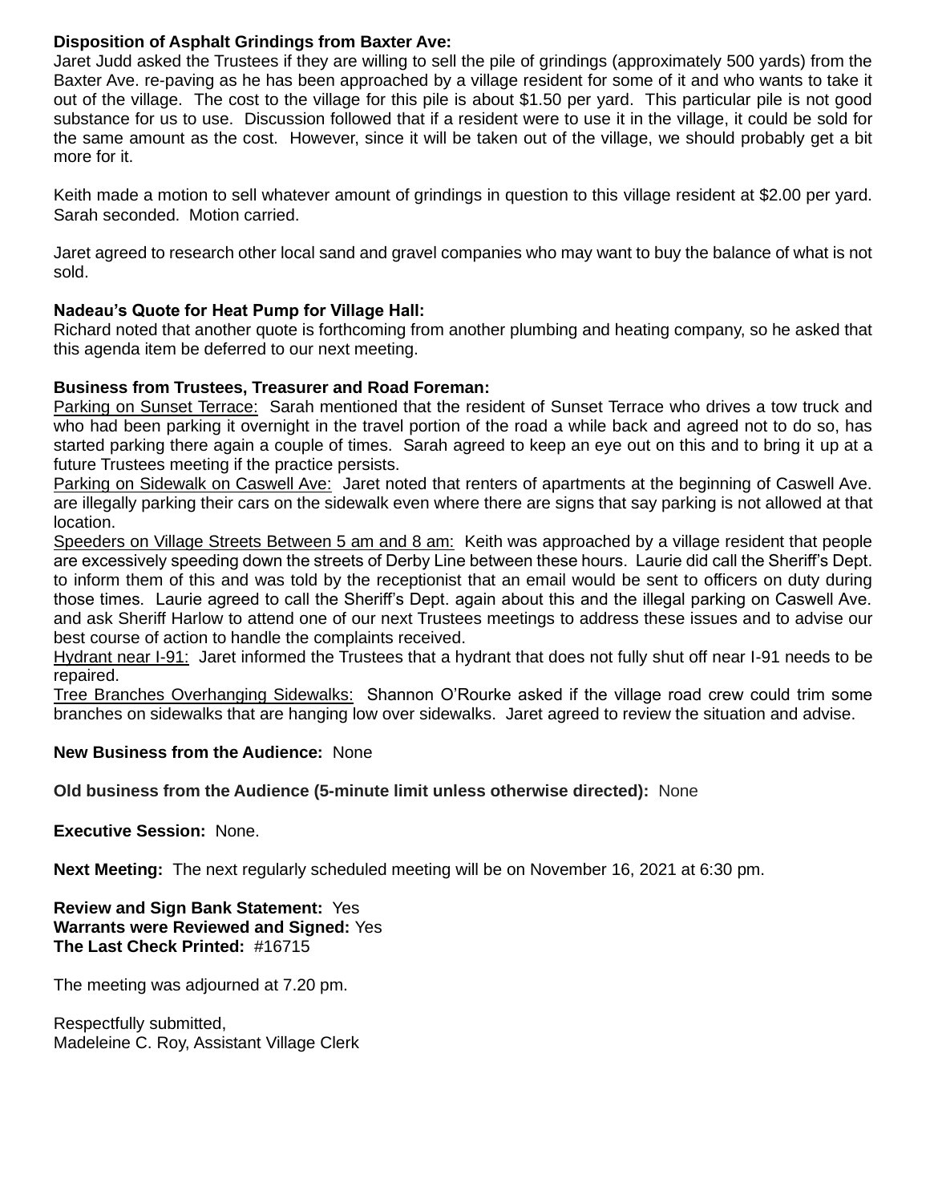**Disposition of Asphalt Grindings from Baxter Ave:**
Jaret Judd asked the Trustees if they are willing to sell the pile of grindings (approximately 500 yards) from the Baxter Ave. re-paving as he has been approached by a village resident for some of it and who wants to take it out of the village. The cost to the village for this pile is about $1.50 per yard. This particular pile is not good substance for us to use. Discussion followed that if a resident were to use it in the village, it could be sold for the same amount as the cost. However, since it will be taken out of the village, we should probably get a bit more for it.

Keith made a motion to sell whatever amount of grindings in question to this village resident at $2.00 per yard. Sarah seconded. Motion carried.

Jaret agreed to research other local sand and gravel companies who may want to buy the balance of what is not sold.

**Nadeau's Quote for Heat Pump for Village Hall:**
Richard noted that another quote is forthcoming from another plumbing and heating company, so he asked that this agenda item be deferred to our next meeting.

**Business from Trustees, Treasurer and Road Foreman:**
<u>Parking on Sunset Terrace:</u> Sarah mentioned that the resident of Sunset Terrace who drives a tow truck and who had been parking it overnight in the travel portion of the road a while back and agreed not to do so, has started parking there again a couple of times. Sarah agreed to keep an eye out on this and to bring it up at a future Trustees meeting if the practice persists.
<u>Parking on Sidewalk on Caswell Ave:</u> Jaret noted that renters of apartments at the beginning of Caswell Ave. are illegally parking their cars on the sidewalk even where there are signs that say parking is not allowed at that location.
<u>Speeders on Village Streets Between 5 am and 8 am:</u> Keith was approached by a village resident that people are excessively speeding down the streets of Derby Line between these hours. Laurie did call the Sheriff's Dept. to inform them of this and was told by the receptionist that an email would be sent to officers on duty during those times. Laurie agreed to call the Sheriff's Dept. again about this and the illegal parking on Caswell Ave. and ask Sheriff Harlow to attend one of our next Trustees meetings to address these issues and to advise our best course of action to handle the complaints received.
<u>Hydrant near I-91:</u> Jaret informed the Trustees that a hydrant that does not fully shut off near I-91 needs to be repaired.
<u>Tree Branches Overhanging Sidewalks:</u> Shannon O'Rourke asked if the village road crew could trim some branches on sidewalks that are hanging low over sidewalks. Jaret agreed to review the situation and advise.

**New Business from the Audience:** None

**Old business from the Audience (5-minute limit unless otherwise directed):** None

**Executive Session:** None.

**Next Meeting:** The next regularly scheduled meeting will be on November 16, 2021 at 6:30 pm.

**Review and Sign Bank Statement:** Yes
**Warrants were Reviewed and Signed:** Yes
**The Last Check Printed:** #16715

The meeting was adjourned at 7.20 pm.

Respectfully submitted,
Madeleine C. Roy, Assistant Village Clerk